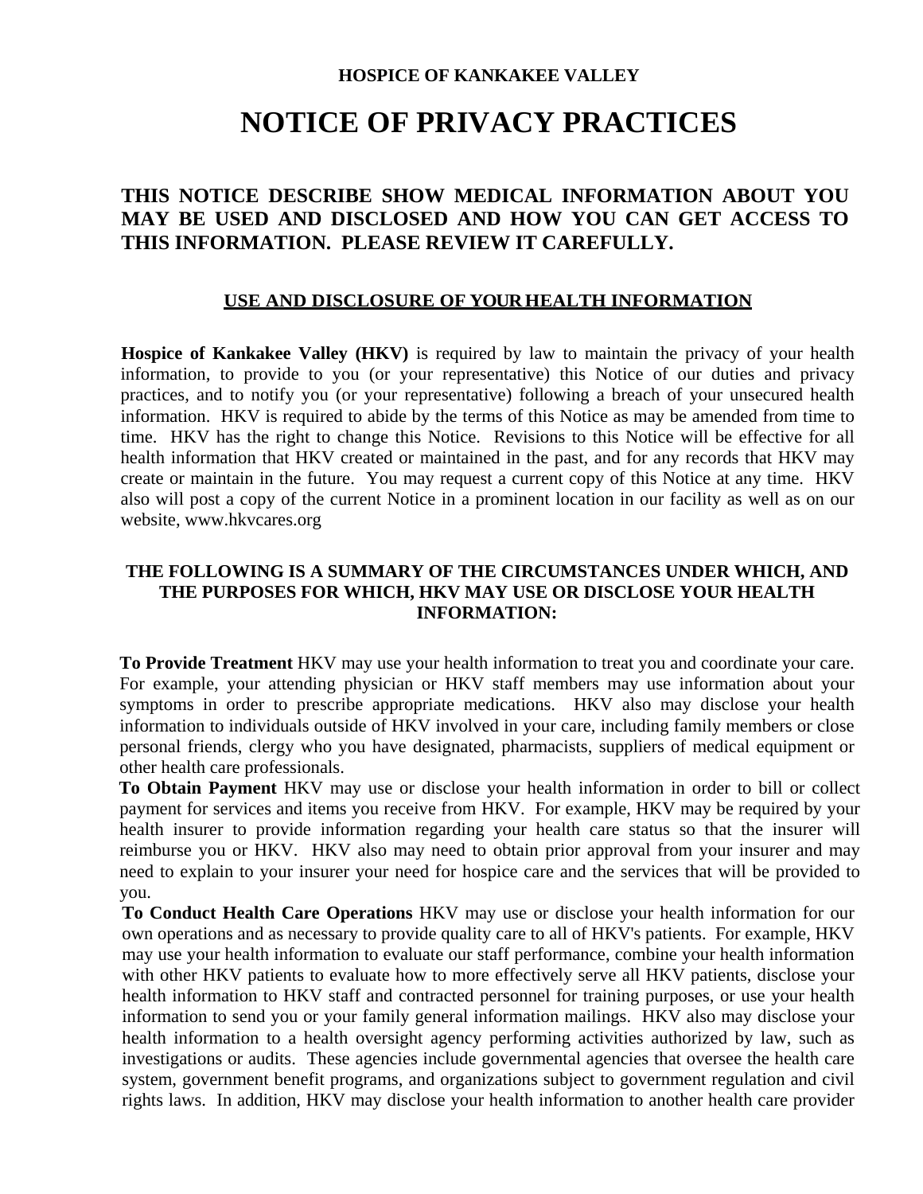**HOSPICE OF KANKAKEE VALLEY**

# NOTICE OF PRIVACY PRACTICES

## THIS NOTICE DESCRIBE SHOW MEDICAL INFORMATION ABOUT YOU MAY BE USED AND DISCLOSED AND HOW YOU CAN GET ACCESS TO THIS INFORMATION. PLEASE REVIEW IT CAREFULLY.

### USE AND DISCLOSURE OF YOUR HEALTH INFORMATION

**Hospice of Kankakee Valley (HKV)** is required by law to maintain the privacy of your health information, to provide to you (or your representative) this Notice of our duties and privacy practices, and to notify you (or your representative) following a breach of your unsecured health information. HKV is required to abide by the terms of this Notice as may be amended from time to time. HKV has the right to change this Notice. Revisions to this Notice will be effective for all health information that HKV created or maintained in the past, and for any records that HKV may create or maintain in the future. You may request a current copy of this Notice at any time. HKV also will post a copy of the current Notice in a prominent location in our facility as well as on our website, www.hkvcares.org

### THE FOLLOWING IS A SUMMARY OF THE CIRCUMSTANCES UNDER WHICH, AND THE PURPOSES FOR WHICH, HKV MAY USE OR DISCLOSE YOUR HEALTH INFORMATION:

**To Provide Treatment** HKV may use your health information to treat you and coordinate your care. For example, your attending physician or HKV staff members may use information about your symptoms in order to prescribe appropriate medications. HKV also may disclose your health information to individuals outside of HKV involved in your care, including family members or close personal friends, clergy who you have designated, pharmacists, suppliers of medical equipment or other health care professionals.

**To Obtain Payment** HKV may use or disclose your health information in order to bill or collect payment for services and items you receive from HKV. For example, HKV may be required by your health insurer to provide information regarding your health care status so that the insurer will reimburse you or HKV. HKV also may need to obtain prior approval from your insurer and may need to explain to your insurer your need for hospice care and the services that will be provided to you.

**To Conduct Health Care Operations** HKV may use or disclose your health information for our own operations and as necessary to provide quality care to all of HKV's patients. For example, HKV may use your health information to evaluate our staff performance, combine your health information with other HKV patients to evaluate how to more effectively serve all HKV patients, disclose your health information to HKV staff and contracted personnel for training purposes, or use your health information to send you or your family general information mailings. HKV also may disclose your health information to a health oversight agency performing activities authorized by law, such as investigations or audits. These agencies include governmental agencies that oversee the health care system, government benefit programs, and organizations subject to government regulation and civil rights laws. In addition, HKV may disclose your health information to another health care provider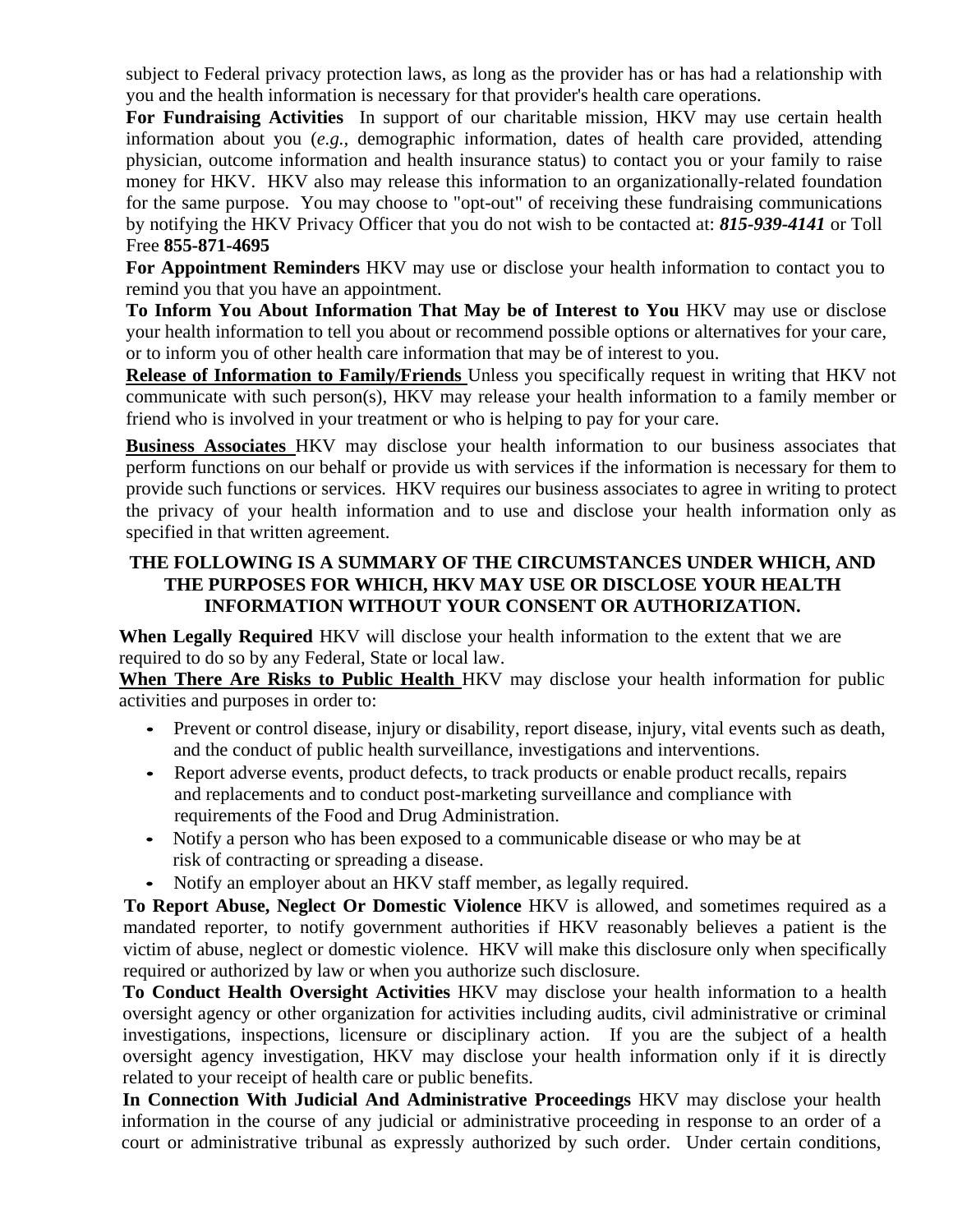subject to Federal privacy protection laws, as long as the provider has or has had a relationship with you and the health information is necessary for that provider's health care operations.

**For Fundraising Activities** In support of our charitable mission, HKV may use certain health information about you (*e.g.*, demographic information, dates of health care provided, attending physician, outcome information and health insurance status) to contact you or your family to raise money for HKV. HKV also may release this information to an organizationally-related foundation for the same purpose. You may choose to "opt-out" of receiving these fundraising communications by notifying the HKV Privacy Officer that you do not wish to be contacted at: ***815-939-4141*** or Toll Free **855-871-4695**

**For Appointment Reminders** HKV may use or disclose your health information to contact you to remind you that you have an appointment.

**To Inform You About Information That May be of Interest to You** HKV may use or disclose your health information to tell you about or recommend possible options or alternatives for your care, or to inform you of other health care information that may be of interest to you.

**Release of Information to Family/Friends** Unless you specifically request in writing that HKV not communicate with such person(s), HKV may release your health information to a family member or friend who is involved in your treatment or who is helping to pay for your care.

**Business Associates** HKV may disclose your health information to our business associates that perform functions on our behalf or provide us with services if the information is necessary for them to provide such functions or services. HKV requires our business associates to agree in writing to protect the privacy of your health information and to use and disclose your health information only as specified in that written agreement.

**THE FOLLOWING IS A SUMMARY OF THE CIRCUMSTANCES UNDER WHICH, AND THE PURPOSES FOR WHICH, HKV MAY USE OR DISCLOSE YOUR HEALTH INFORMATION WITHOUT YOUR CONSENT OR AUTHORIZATION.**

**When Legally Required** HKV will disclose your health information to the extent that we are required to do so by any Federal, State or local law.

**When There Are Risks to Public Health** HKV may disclose your health information for public activities and purposes in order to:

- Prevent or control disease, injury or disability, report disease, injury, vital events such as death, and the conduct of public health surveillance, investigations and interventions.
- Report adverse events, product defects, to track products or enable product recalls, repairs and replacements and to conduct post-marketing surveillance and compliance with requirements of the Food and Drug Administration.
- Notify a person who has been exposed to a communicable disease or who may be at risk of contracting or spreading a disease.
- Notify an employer about an HKV staff member, as legally required.

**To Report Abuse, Neglect Or Domestic Violence** HKV is allowed, and sometimes required as a mandated reporter, to notify government authorities if HKV reasonably believes a patient is the victim of abuse, neglect or domestic violence. HKV will make this disclosure only when specifically required or authorized by law or when you authorize such disclosure.

**To Conduct Health Oversight Activities** HKV may disclose your health information to a health oversight agency or other organization for activities including audits, civil administrative or criminal investigations, inspections, licensure or disciplinary action. If you are the subject of a health oversight agency investigation, HKV may disclose your health information only if it is directly related to your receipt of health care or public benefits.

**In Connection With Judicial And Administrative Proceedings** HKV may disclose your health information in the course of any judicial or administrative proceeding in response to an order of a court or administrative tribunal as expressly authorized by such order. Under certain conditions,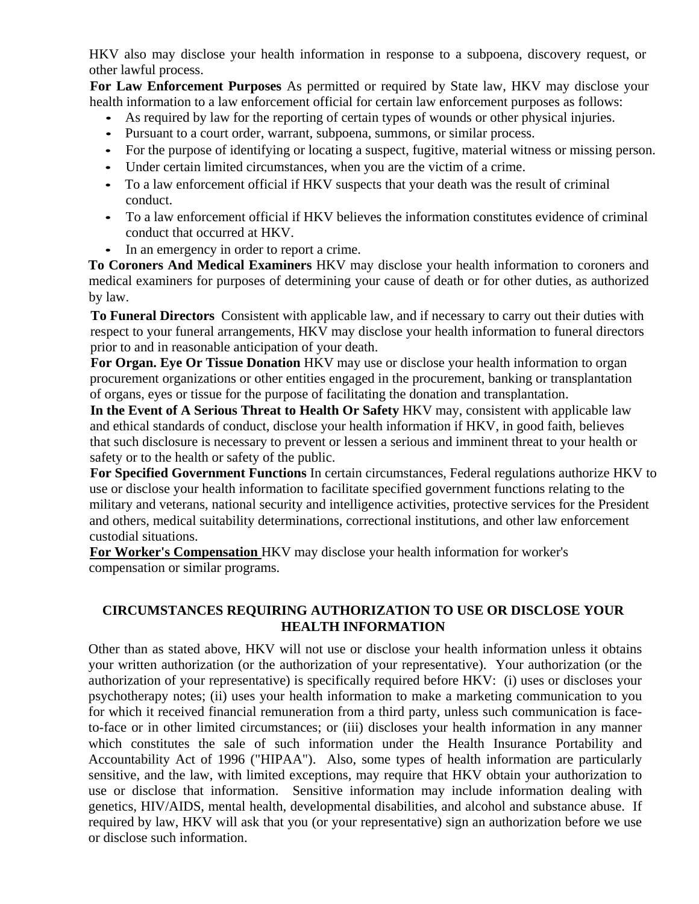HKV also may disclose your health information in response to a subpoena, discovery request, or other lawful process.

**For Law Enforcement Purposes** As permitted or required by State law, HKV may disclose your health information to a law enforcement official for certain law enforcement purposes as follows:

- As required by law for the reporting of certain types of wounds or other physical injuries.
- Pursuant to a court order, warrant, subpoena, summons, or similar process.
- For the purpose of identifying or locating a suspect, fugitive, material witness or missing person.
- Under certain limited circumstances, when you are the victim of a crime.
- To a law enforcement official if HKV suspects that your death was the result of criminal conduct.
- To a law enforcement official if HKV believes the information constitutes evidence of criminal conduct that occurred at HKV.
- In an emergency in order to report a crime.

**To Coroners And Medical Examiners** HKV may disclose your health information to coroners and medical examiners for purposes of determining your cause of death or for other duties, as authorized by law.

**To Funeral Directors** Consistent with applicable law, and if necessary to carry out their duties with respect to your funeral arrangements, HKV may disclose your health information to funeral directors prior to and in reasonable anticipation of your death.

**For Organ. Eye Or Tissue Donation** HKV may use or disclose your health information to organ procurement organizations or other entities engaged in the procurement, banking or transplantation of organs, eyes or tissue for the purpose of facilitating the donation and transplantation.

**In the Event of A Serious Threat to Health Or Safety** HKV may, consistent with applicable law and ethical standards of conduct, disclose your health information if HKV, in good faith, believes that such disclosure is necessary to prevent or lessen a serious and imminent threat to your health or safety or to the health or safety of the public.

**For Specified Government Functions** In certain circumstances, Federal regulations authorize HKV to use or disclose your health information to facilitate specified government functions relating to the military and veterans, national security and intelligence activities, protective services for the President and others, medical suitability determinations, correctional institutions, and other law enforcement custodial situations.

**For Worker's Compensation** HKV may disclose your health information for worker's compensation or similar programs.

## CIRCUMSTANCES REQUIRING AUTHORIZATION TO USE OR DISCLOSE YOUR HEALTH INFORMATION

Other than as stated above, HKV will not use or disclose your health information unless it obtains your written authorization (or the authorization of your representative). Your authorization (or the authorization of your representative) is specifically required before HKV: (i) uses or discloses your psychotherapy notes; (ii) uses your health information to make a marketing communication to you for which it received financial remuneration from a third party, unless such communication is face-to-face or in other limited circumstances; or (iii) discloses your health information in any manner which constitutes the sale of such information under the Health Insurance Portability and Accountability Act of 1996 ("HIPAA"). Also, some types of health information are particularly sensitive, and the law, with limited exceptions, may require that HKV obtain your authorization to use or disclose that information. Sensitive information may include information dealing with genetics, HIV/AIDS, mental health, developmental disabilities, and alcohol and substance abuse. If required by law, HKV will ask that you (or your representative) sign an authorization before we use or disclose such information.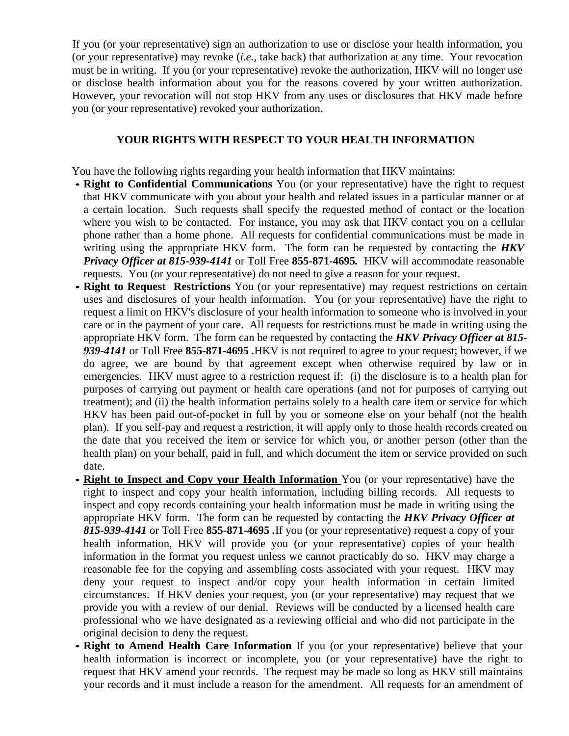If you (or your representative) sign an authorization to use or disclose your health information, you (or your representative) may revoke (*i.e.*, take back) that authorization at any time. Your revocation must be in writing. If you (or your representative) revoke the authorization, HKV will no longer use or disclose health information about you for the reasons covered by your written authorization. However, your revocation will not stop HKV from any uses or disclosures that HKV made before you (or your representative) revoked your authorization.

## YOUR RIGHTS WITH RESPECT TO YOUR HEALTH INFORMATION

You have the following rights regarding your health information that HKV maintains:

- **Right to Confidential Communications** You (or your representative) have the right to request that HKV communicate with you about your health and related issues in a particular manner or at a certain location. Such requests shall specify the requested method of contact or the location where you wish to be contacted. For instance, you may ask that HKV contact you on a cellular phone rather than a home phone. All requests for confidential communications must be made in writing using the appropriate HKV form. The form can be requested by contacting the ***HKV Privacy Officer at 815-939-4141*** or Toll Free **855-871-4695.** HKV will accommodate reasonable requests. You (or your representative) do not need to give a reason for your request.
- **Right to Request Restrictions** You (or your representative) may request restrictions on certain uses and disclosures of your health information. You (or your representative) have the right to request a limit on HKV's disclosure of your health information to someone who is involved in your care or in the payment of your care. All requests for restrictions must be made in writing using the appropriate HKV form. The form can be requested by contacting the ***HKV Privacy Officer at 815-939-4141*** or Toll Free **855-871-4695 .**HKV is not required to agree to your request; however, if we do agree, we are bound by that agreement except when otherwise required by law or in emergencies. HKV must agree to a restriction request if: (i) the disclosure is to a health plan for purposes of carrying out payment or health care operations (and not for purposes of carrying out treatment); and (ii) the health information pertains solely to a health care item or service for which HKV has been paid out-of-pocket in full by you or someone else on your behalf (not the health plan). If you self-pay and request a restriction, it will apply only to those health records created on the date that you received the item or service for which you, or another person (other than the health plan) on your behalf, paid in full, and which document the item or service provided on such date.
- **Right to Inspect and Copy your Health Information** You (or your representative) have the right to inspect and copy your health information, including billing records. All requests to inspect and copy records containing your health information must be made in writing using the appropriate HKV form. The form can be requested by contacting the ***HKV Privacy Officer at 815-939-4141*** or Toll Free **855-871-4695 .**If you (or your representative) request a copy of your health information, HKV will provide you (or your representative) copies of your health information in the format you request unless we cannot practicably do so. HKV may charge a reasonable fee for the copying and assembling costs associated with your request. HKV may deny your request to inspect and/or copy your health information in certain limited circumstances. If HKV denies your request, you (or your representative) may request that we provide you with a review of our denial. Reviews will be conducted by a licensed health care professional who we have designated as a reviewing official and who did not participate in the original decision to deny the request.
- **Right to Amend Health Care Information** If you (or your representative) believe that your health information is incorrect or incomplete, you (or your representative) have the right to request that HKV amend your records. The request may be made so long as HKV still maintains your records and it must include a reason for the amendment. All requests for an amendment of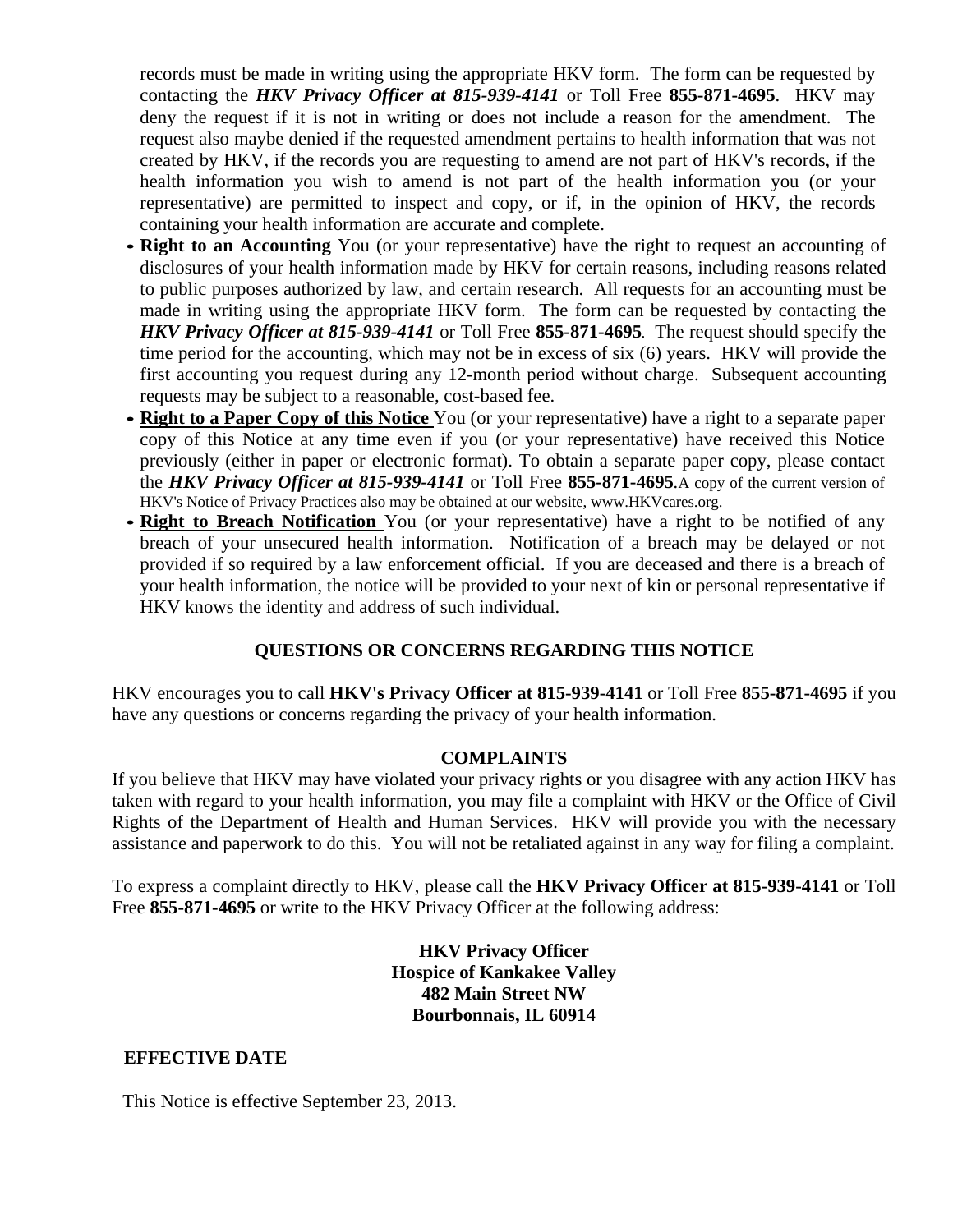records must be made in writing using the appropriate HKV form. The form can be requested by contacting the ***HKV Privacy Officer at 815-939-4141*** or Toll Free **855-871-4695**. HKV may deny the request if it is not in writing or does not include a reason for the amendment. The request also maybe denied if the requested amendment pertains to health information that was not created by HKV, if the records you are requesting to amend are not part of HKV's records, if the health information you wish to amend is not part of the health information you (or your representative) are permitted to inspect and copy, or if, in the opinion of HKV, the records containing your health information are accurate and complete.

- **Right to an Accounting** You (or your representative) have the right to request an accounting of disclosures of your health information made by HKV for certain reasons, including reasons related to public purposes authorized by law, and certain research. All requests for an accounting must be made in writing using the appropriate HKV form. The form can be requested by contacting the ***HKV Privacy Officer at 815-939-4141*** or Toll Free **855-871-4695**. The request should specify the time period for the accounting, which may not be in excess of six (6) years. HKV will provide the first accounting you request during any 12-month period without charge. Subsequent accounting requests may be subject to a reasonable, cost-based fee.
- **<u>Right to a Paper Copy of this Notice</u>** You (or your representative) have a right to a separate paper copy of this Notice at any time even if you (or your representative) have received this Notice previously (either in paper or electronic format). To obtain a separate paper copy, please contact the ***HKV Privacy Officer at 815-939-4141*** or Toll Free **855-871-4695**.A copy of the current version of HKV's Notice of Privacy Practices also may be obtained at our website, www.HKVcares.org.
- **<u>Right to Breach Notification</u>** You (or your representative) have a right to be notified of any breach of your unsecured health information. Notification of a breach may be delayed or not provided if so required by a law enforcement official. If you are deceased and there is a breach of your health information, the notice will be provided to your next of kin or personal representative if HKV knows the identity and address of such individual.

## QUESTIONS OR CONCERNS REGARDING THIS NOTICE

HKV encourages you to call **HKV's Privacy Officer at 815-939-4141** or Toll Free **855-871-4695** if you have any questions or concerns regarding the privacy of your health information.

## COMPLAINTS

If you believe that HKV may have violated your privacy rights or you disagree with any action HKV has taken with regard to your health information, you may file a complaint with HKV or the Office of Civil Rights of the Department of Health and Human Services. HKV will provide you with the necessary assistance and paperwork to do this. You will not be retaliated against in any way for filing a complaint.

To express a complaint directly to HKV, please call the **HKV Privacy Officer at 815-939-4141** or Toll Free **855-871-4695** or write to the HKV Privacy Officer at the following address:

**HKV Privacy Officer**
**Hospice of Kankakee Valley**
**482 Main Street NW**
**Bourbonnais, IL 60914**

## EFFECTIVE DATE

This Notice is effective September 23, 2013.